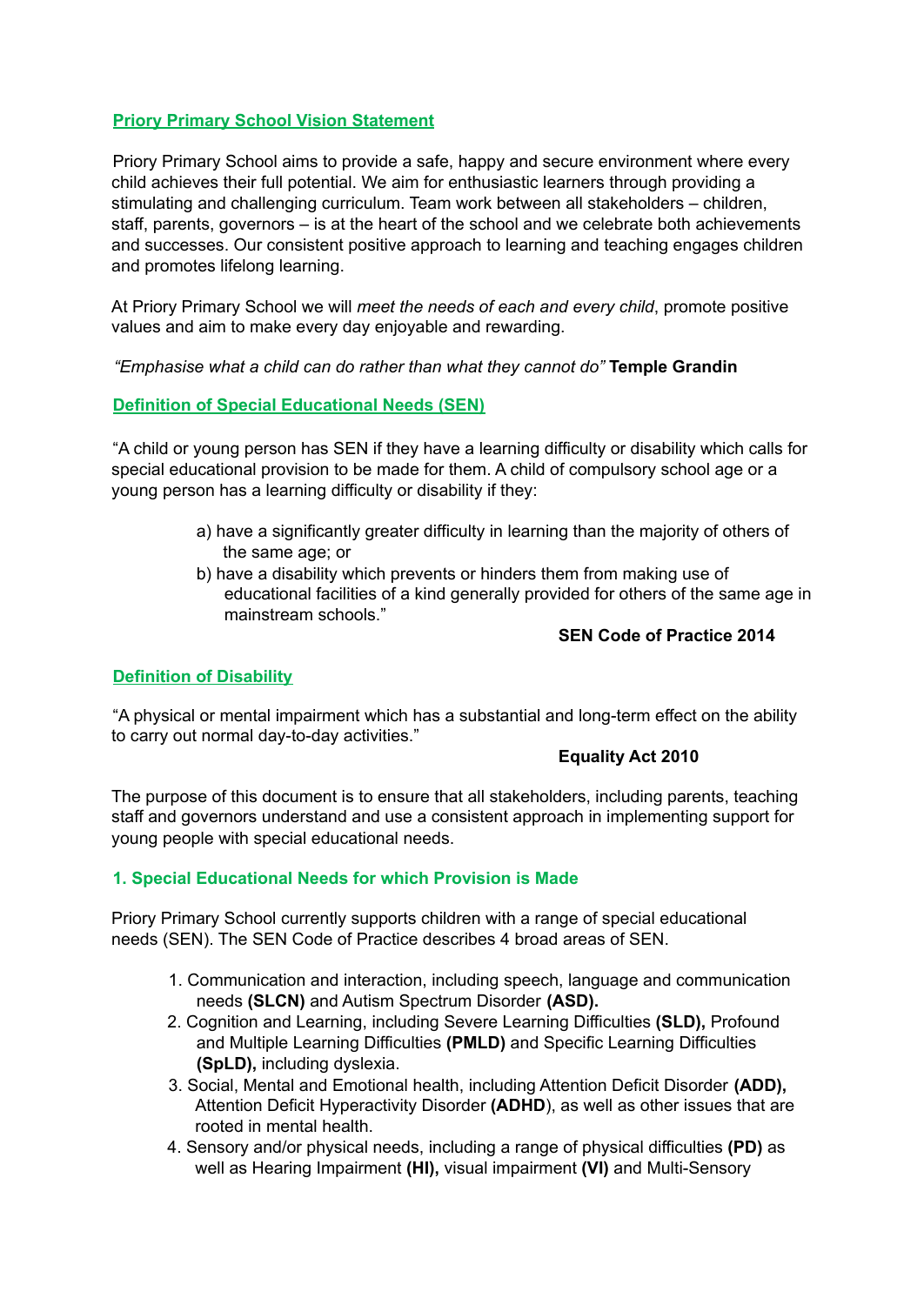## Priory Primary School Vision Statement

Priory Primary School aims to provide a safe, happy and secure environment where every child achieves their full potential. We aim for enthusiastic learners through providing a stimulating and challenging curriculum. Team work between all stakeholders – children, staff, parents, governors – is at the heart of the school and we celebrate both achievements and successes. Our consistent positive approach to learning and teaching engages children and promotes lifelong learning.

At Priory Primary School we will *meet the needs of each and every child*, promote positive values and aim to make every day enjoyable and rewarding.

*"Emphasise what a child can do rather than what they cannot do"* **Temple Grandin**

## Definition of Special Educational Needs (SEN)

"A child or young person has SEN if they have a learning difficulty or disability which calls for special educational provision to be made for them. A child of compulsory school age or a young person has a learning difficulty or disability if they:

a) have a significantly greater difficulty in learning than the majority of others of the same age; or

b) have a disability which prevents or hinders them from making use of educational facilities of a kind generally provided for others of the same age in mainstream schools."

**SEN Code of Practice 2014**

## Definition of Disability

"A physical or mental impairment which has a substantial and long-term effect on the ability to carry out normal day-to-day activities."

**Equality Act 2010**

The purpose of this document is to ensure that all stakeholders, including parents, teaching staff and governors understand and use a consistent approach in implementing support for young people with special educational needs.

## 1. Special Educational Needs for which Provision is Made

Priory Primary School currently supports children with a range of special educational needs (SEN). The SEN Code of Practice describes 4 broad areas of SEN.

1. Communication and interaction, including speech, language and communication needs **(SLCN)** and Autism Spectrum Disorder **(ASD).**
2. Cognition and Learning, including Severe Learning Difficulties **(SLD),** Profound and Multiple Learning Difficulties **(PMLD)** and Specific Learning Difficulties **(SpLD),** including dyslexia.
3. Social, Mental and Emotional health, including Attention Deficit Disorder **(ADD),** Attention Deficit Hyperactivity Disorder **(ADHD**), as well as other issues that are rooted in mental health.
4. Sensory and/or physical needs, including a range of physical difficulties **(PD)** as well as Hearing Impairment **(HI),** visual impairment **(VI)** and Multi-Sensory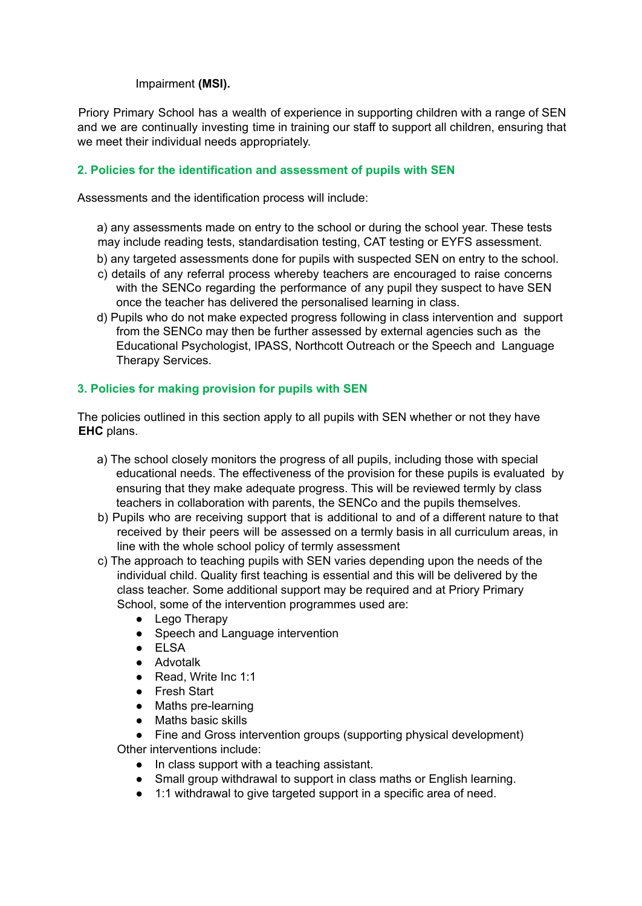Impairment **(MSI).**

Priory Primary School has a wealth of experience in supporting children with a range of SEN and we are continually investing time in training our staff to support all children, ensuring that we meet their individual needs appropriately.

## 2. Policies for the identification and assessment of pupils with SEN

Assessments and the identification process will include:

a) any assessments made on entry to the school or during the school year. These tests may include reading tests, standardisation testing, CAT testing or EYFS assessment.

b) any targeted assessments done for pupils with suspected SEN on entry to the school.

c) details of any referral process whereby teachers are encouraged to raise concerns with the SENCo regarding the performance of any pupil they suspect to have SEN once the teacher has delivered the personalised learning in class.

d) Pupils who do not make expected progress following in class intervention and support from the SENCo may then be further assessed by external agencies such as the Educational Psychologist, IPASS, Northcott Outreach or the Speech and Language Therapy Services.

## 3. Policies for making provision for pupils with SEN

The policies outlined in this section apply to all pupils with SEN whether or not they have **EHC** plans.

a) The school closely monitors the progress of all pupils, including those with special educational needs. The effectiveness of the provision for these pupils is evaluated by ensuring that they make adequate progress. This will be reviewed termly by class teachers in collaboration with parents, the SENCo and the pupils themselves.

b) Pupils who are receiving support that is additional to and of a different nature to that received by their peers will be assessed on a termly basis in all curriculum areas, in line with the whole school policy of termly assessment

c) The approach to teaching pupils with SEN varies depending upon the needs of the individual child. Quality first teaching is essential and this will be delivered by the class teacher. Some additional support may be required and at Priory Primary School, some of the intervention programmes used are:

- Lego Therapy
- Speech and Language intervention
- ELSA
- Advotalk
- Read, Write Inc 1:1
- Fresh Start
- Maths pre-learning
- Maths basic skills
- Fine and Gross intervention groups (supporting physical development)

Other interventions include:

- In class support with a teaching assistant.
- Small group withdrawal to support in class maths or English learning.
- 1:1 withdrawal to give targeted support in a specific area of need.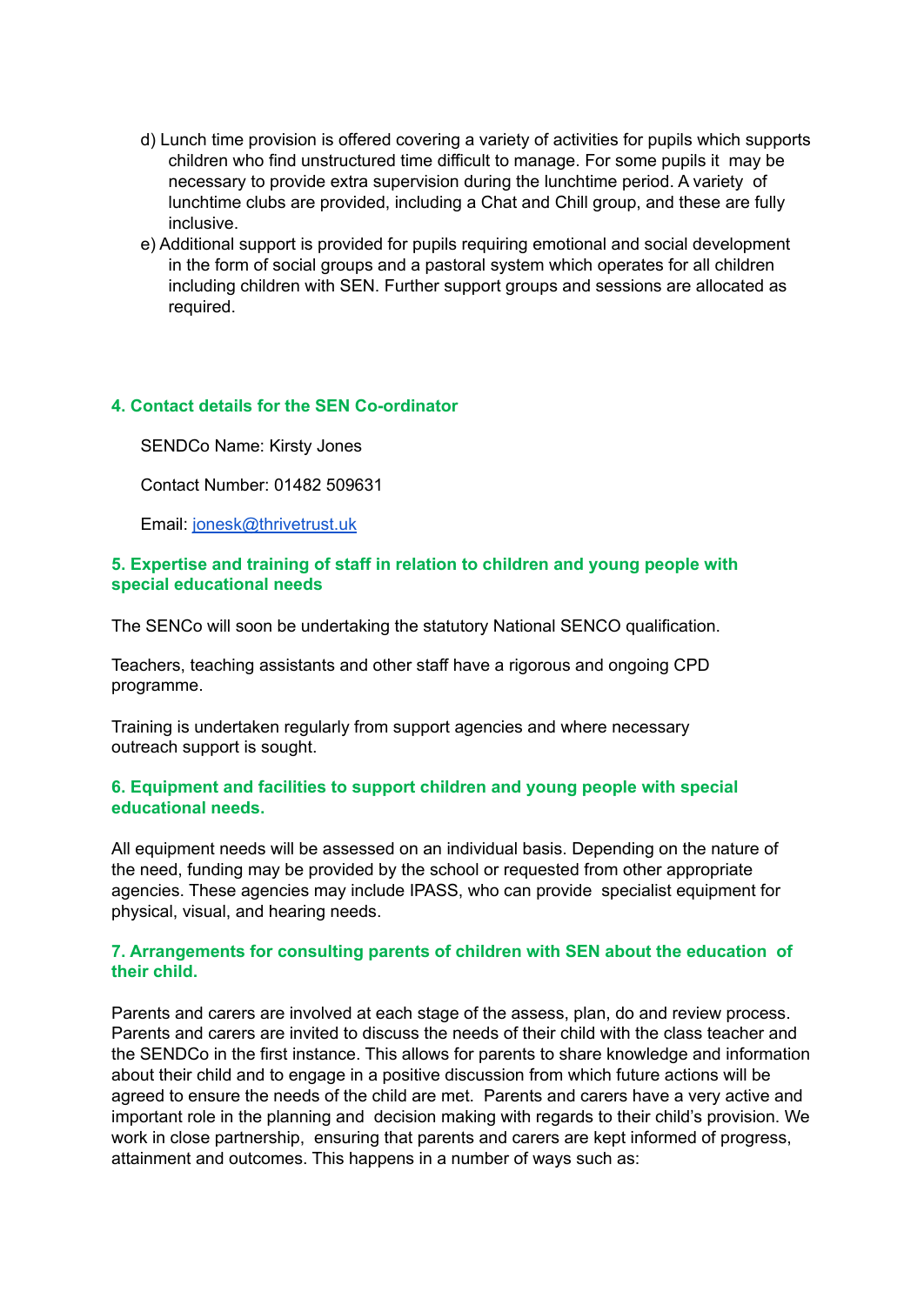d) Lunch time provision is offered covering a variety of activities for pupils which supports children who find unstructured time difficult to manage. For some pupils it may be necessary to provide extra supervision during the lunchtime period. A variety of lunchtime clubs are provided, including a Chat and Chill group, and these are fully inclusive.

e) Additional support is provided for pupils requiring emotional and social development in the form of social groups and a pastoral system which operates for all children including children with SEN. Further support groups and sessions are allocated as required.

### 4. Contact details for the SEN Co-ordinator

SENDCo Name: Kirsty Jones

Contact Number: 01482 509631

Email: jonesk@thrivetrust.uk

### 5. Expertise and training of staff in relation to children and young people with special educational needs

The SENCo will soon be undertaking the statutory National SENCO qualification.

Teachers, teaching assistants and other staff have a rigorous and ongoing CPD programme.

Training is undertaken regularly from support agencies and where necessary outreach support is sought.

### 6. Equipment and facilities to support children and young people with special educational needs.

All equipment needs will be assessed on an individual basis. Depending on the nature of the need, funding may be provided by the school or requested from other appropriate agencies. These agencies may include IPASS, who can provide specialist equipment for physical, visual, and hearing needs.

### 7. Arrangements for consulting parents of children with SEN about the education of their child.

Parents and carers are involved at each stage of the assess, plan, do and review process. Parents and carers are invited to discuss the needs of their child with the class teacher and the SENDCo in the first instance. This allows for parents to share knowledge and information about their child and to engage in a positive discussion from which future actions will be agreed to ensure the needs of the child are met. Parents and carers have a very active and important role in the planning and decision making with regards to their child's provision. We work in close partnership, ensuring that parents and carers are kept informed of progress, attainment and outcomes. This happens in a number of ways such as: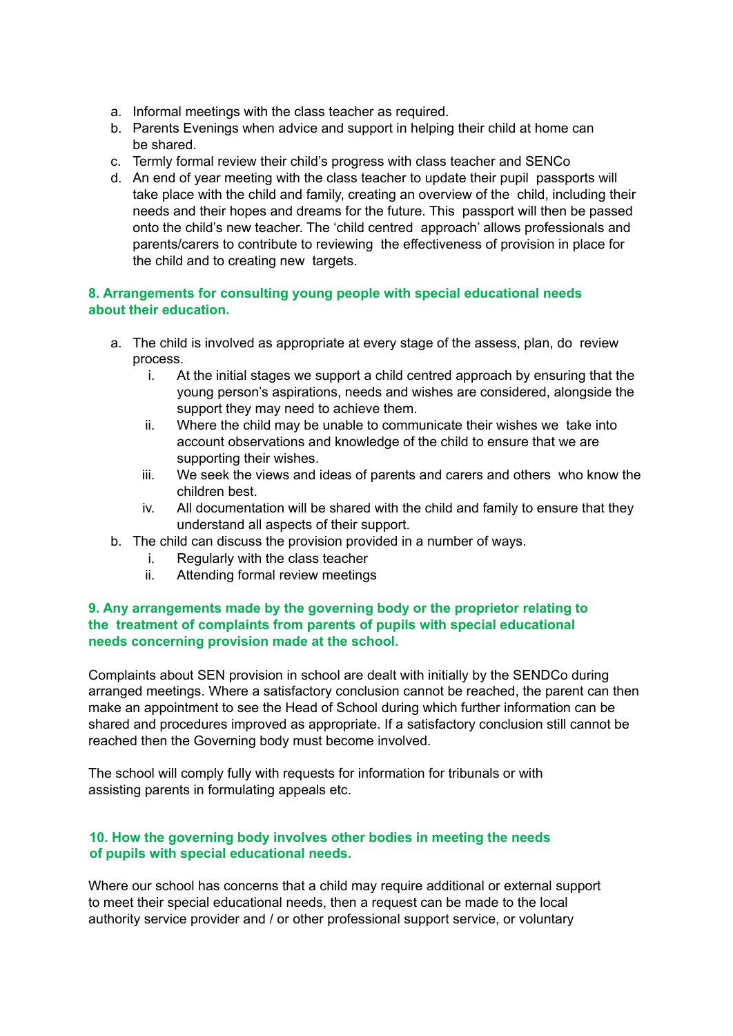a. Informal meetings with the class teacher as required.
b. Parents Evenings when advice and support in helping their child at home can be shared.
c. Termly formal review their child's progress with class teacher and SENCo
d. An end of year meeting with the class teacher to update their pupil passports will take place with the child and family, creating an overview of the child, including their needs and their hopes and dreams for the future. This passport will then be passed onto the child's new teacher. The 'child centred approach' allows professionals and parents/carers to contribute to reviewing the effectiveness of provision in place for the child and to creating new targets.

### 8. Arrangements for consulting young people with special educational needs about their education.

a. The child is involved as appropriate at every stage of the assess, plan, do review process.
    i. At the initial stages we support a child centred approach by ensuring that the young person's aspirations, needs and wishes are considered, alongside the support they may need to achieve them.
    ii. Where the child may be unable to communicate their wishes we take into account observations and knowledge of the child to ensure that we are supporting their wishes.
    iii. We seek the views and ideas of parents and carers and others who know the children best.
    iv. All documentation will be shared with the child and family to ensure that they understand all aspects of their support.
b. The child can discuss the provision provided in a number of ways.
    i. Regularly with the class teacher
    ii. Attending formal review meetings

### 9. Any arrangements made by the governing body or the proprietor relating to the treatment of complaints from parents of pupils with special educational needs concerning provision made at the school.

Complaints about SEN provision in school are dealt with initially by the SENDCo during arranged meetings. Where a satisfactory conclusion cannot be reached, the parent can then make an appointment to see the Head of School during which further information can be shared and procedures improved as appropriate. If a satisfactory conclusion still cannot be reached then the Governing body must become involved.

The school will comply fully with requests for information for tribunals or with assisting parents in formulating appeals etc.

### 10. How the governing body involves other bodies in meeting the needs of pupils with special educational needs.

Where our school has concerns that a child may require additional or external support to meet their special educational needs, then a request can be made to the local authority service provider and / or other professional support service, or voluntary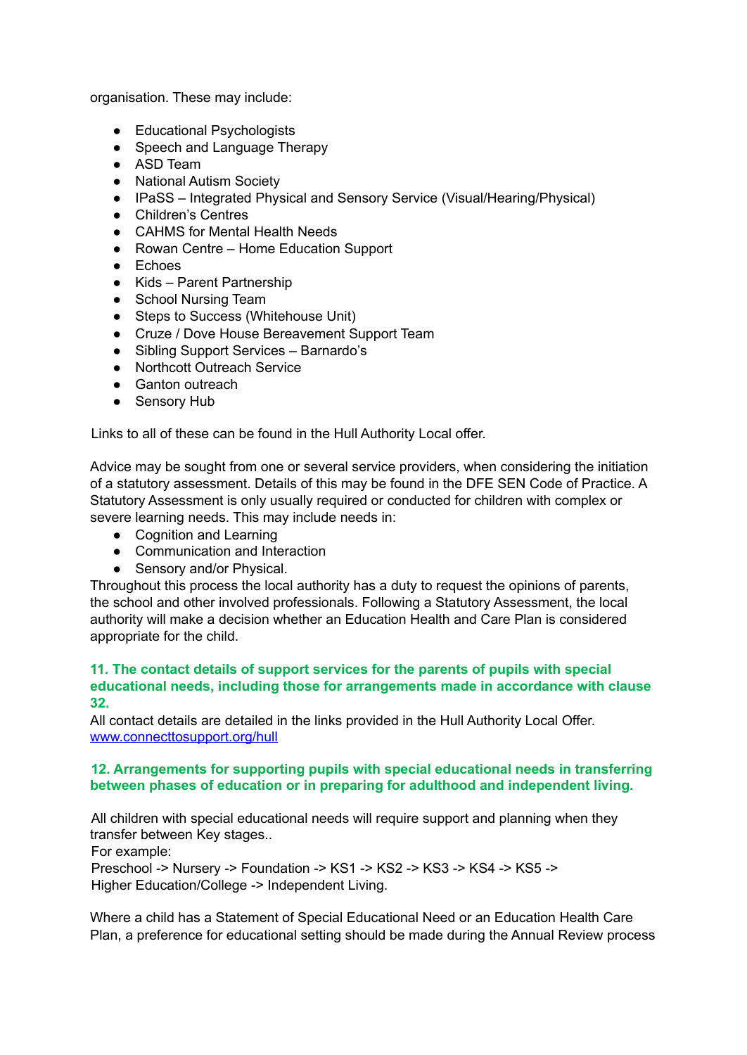organisation. These may include:

- Educational Psychologists
- Speech and Language Therapy
- ASD Team
- National Autism Society
- IPaSS – Integrated Physical and Sensory Service (Visual/Hearing/Physical)
- Children's Centres
- CAHMS for Mental Health Needs
- Rowan Centre – Home Education Support
- Echoes
- Kids – Parent Partnership
- School Nursing Team
- Steps to Success (Whitehouse Unit)
- Cruze / Dove House Bereavement Support Team
- Sibling Support Services – Barnardo's
- Northcott Outreach Service
- Ganton outreach
- Sensory Hub

Links to all of these can be found in the Hull Authority Local offer.

Advice may be sought from one or several service providers, when considering the initiation of a statutory assessment. Details of this may be found in the DFE SEN Code of Practice. A Statutory Assessment is only usually required or conducted for children with complex or severe learning needs. This may include needs in:

- Cognition and Learning
- Communication and Interaction
- Sensory and/or Physical.

Throughout this process the local authority has a duty to request the opinions of parents, the school and other involved professionals. Following a Statutory Assessment, the local authority will make a decision whether an Education Health and Care Plan is considered appropriate for the child.

### 11. The contact details of support services for the parents of pupils with special educational needs, including those for arrangements made in accordance with clause 32.

All contact details are detailed in the links provided in the Hull Authority Local Offer.
[www.connecttosupport.org/hull](http://www.connecttosupport.org/hull)

### 12. Arrangements for supporting pupils with special educational needs in transferring between phases of education or in preparing for adulthood and independent living.

All children with special educational needs will require support and planning when they transfer between Key stages..
For example:
Preschool -> Nursery -> Foundation -> KS1 -> KS2 -> KS3 -> KS4 -> KS5 ->
Higher Education/College -> Independent Living.

Where a child has a Statement of Special Educational Need or an Education Health Care Plan, a preference for educational setting should be made during the Annual Review process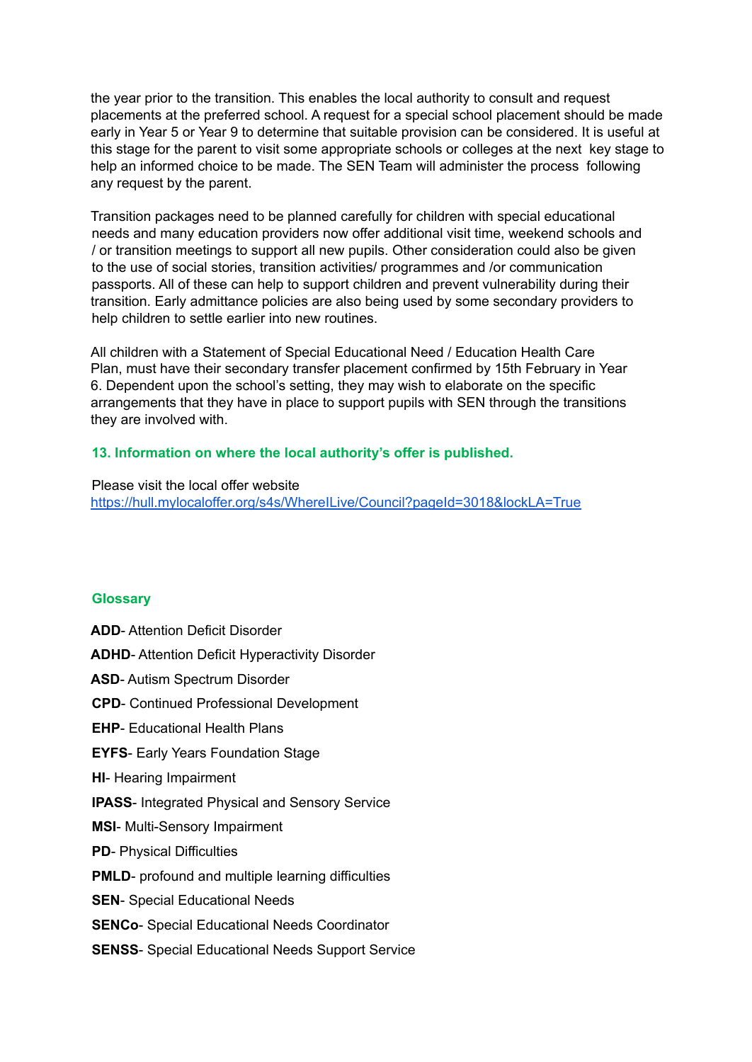the year prior to the transition. This enables the local authority to consult and request placements at the preferred school. A request for a special school placement should be made early in Year 5 or Year 9 to determine that suitable provision can be considered. It is useful at this stage for the parent to visit some appropriate schools or colleges at the next key stage to help an informed choice to be made. The SEN Team will administer the process following any request by the parent.

Transition packages need to be planned carefully for children with special educational needs and many education providers now offer additional visit time, weekend schools and / or transition meetings to support all new pupils. Other consideration could also be given to the use of social stories, transition activities/ programmes and /or communication passports. All of these can help to support children and prevent vulnerability during their transition. Early admittance policies are also being used by some secondary providers to help children to settle earlier into new routines.

All children with a Statement of Special Educational Need / Education Health Care Plan, must have their secondary transfer placement confirmed by 15th February in Year 6. Dependent upon the school's setting, they may wish to elaborate on the specific arrangements that they have in place to support pupils with SEN through the transitions they are involved with.

### 13. Information on where the local authority's offer is published.

Please visit the local offer website
[https://hull.mylocaloffer.org/s4s/WhereILive/Council?pageId=3018&lockLA=True](https://hull.mylocaloffer.org/s4s/WhereILive/Council?pageId=3018&lockLA=True)

### Glossary

**ADD**- Attention Deficit Disorder

**ADHD**- Attention Deficit Hyperactivity Disorder

**ASD**- Autism Spectrum Disorder

**CPD**- Continued Professional Development

**EHP**- Educational Health Plans

**EYFS**- Early Years Foundation Stage

**HI**- Hearing Impairment

**IPASS**- Integrated Physical and Sensory Service

**MSI**- Multi-Sensory Impairment

**PD**- Physical Difficulties

**PMLD**- profound and multiple learning difficulties

**SEN**- Special Educational Needs

**SENCo**- Special Educational Needs Coordinator

**SENSS**- Special Educational Needs Support Service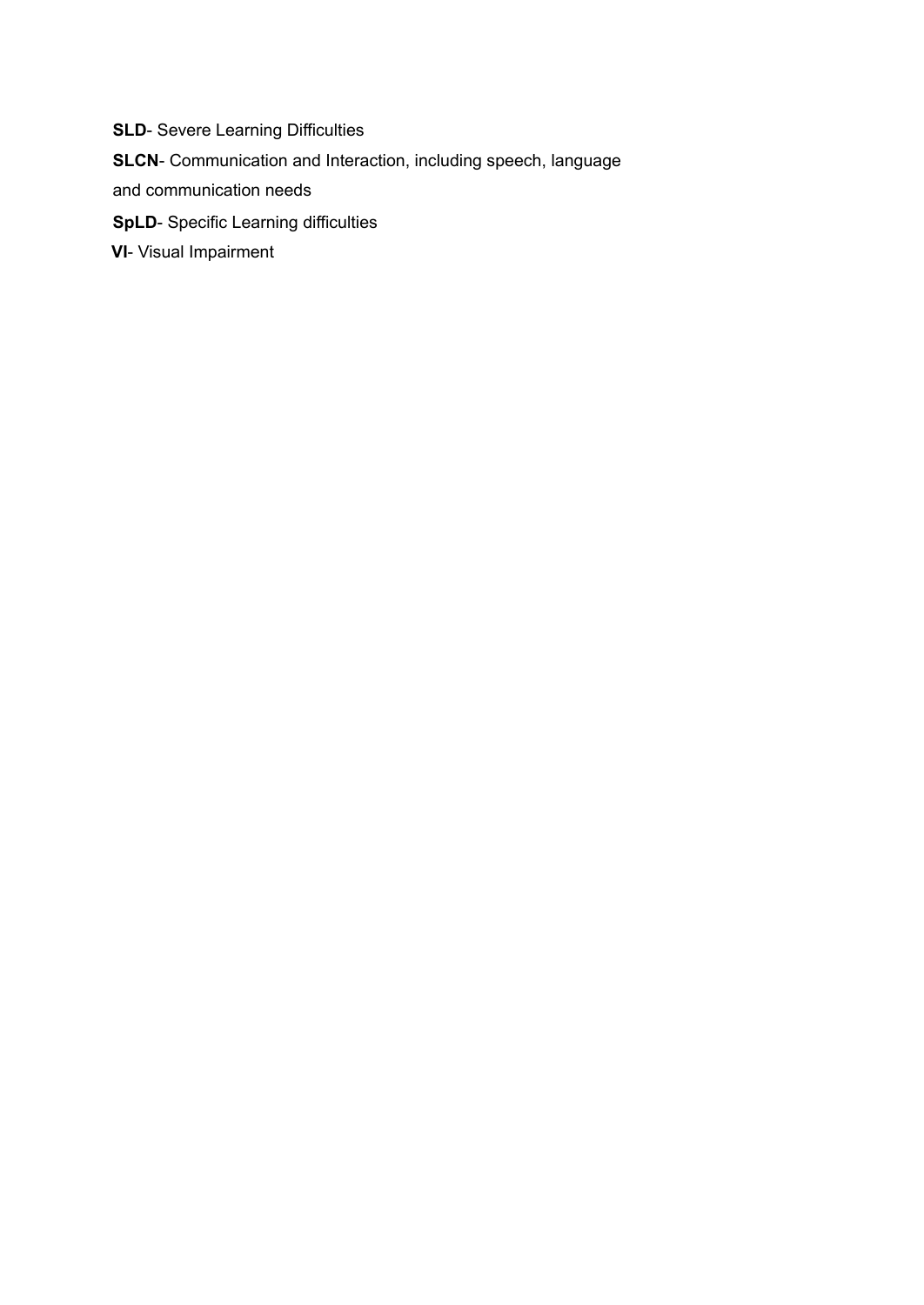**SLD**- Severe Learning Difficulties

**SLCN**- Communication and Interaction, including speech, language and communication needs

**SpLD**- Specific Learning difficulties

**VI**- Visual Impairment